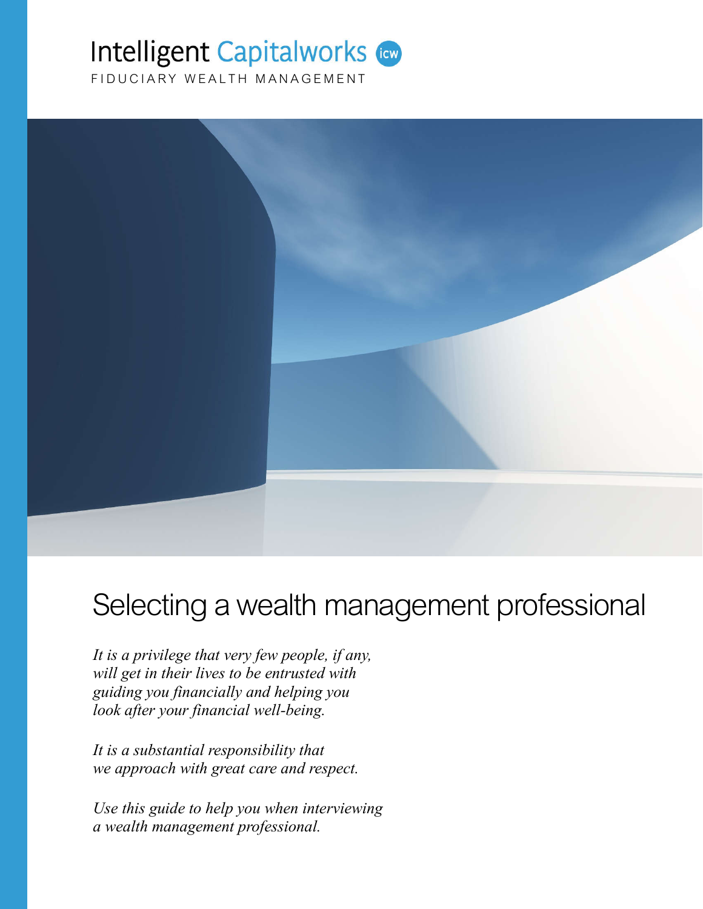Intelligent Capitalworks icw

FIDUCIARY WEALTH MANAGEMENT

# Selecting a wealth management professional

*It is a privilege that very few people, if any, will get in their lives to be entrusted with guiding you financially and helping you look after your financial well-being.*

*It is a substantial responsibility that we approach with great care and respect.*

*Use this guide to help you when interviewing a wealth management professional.*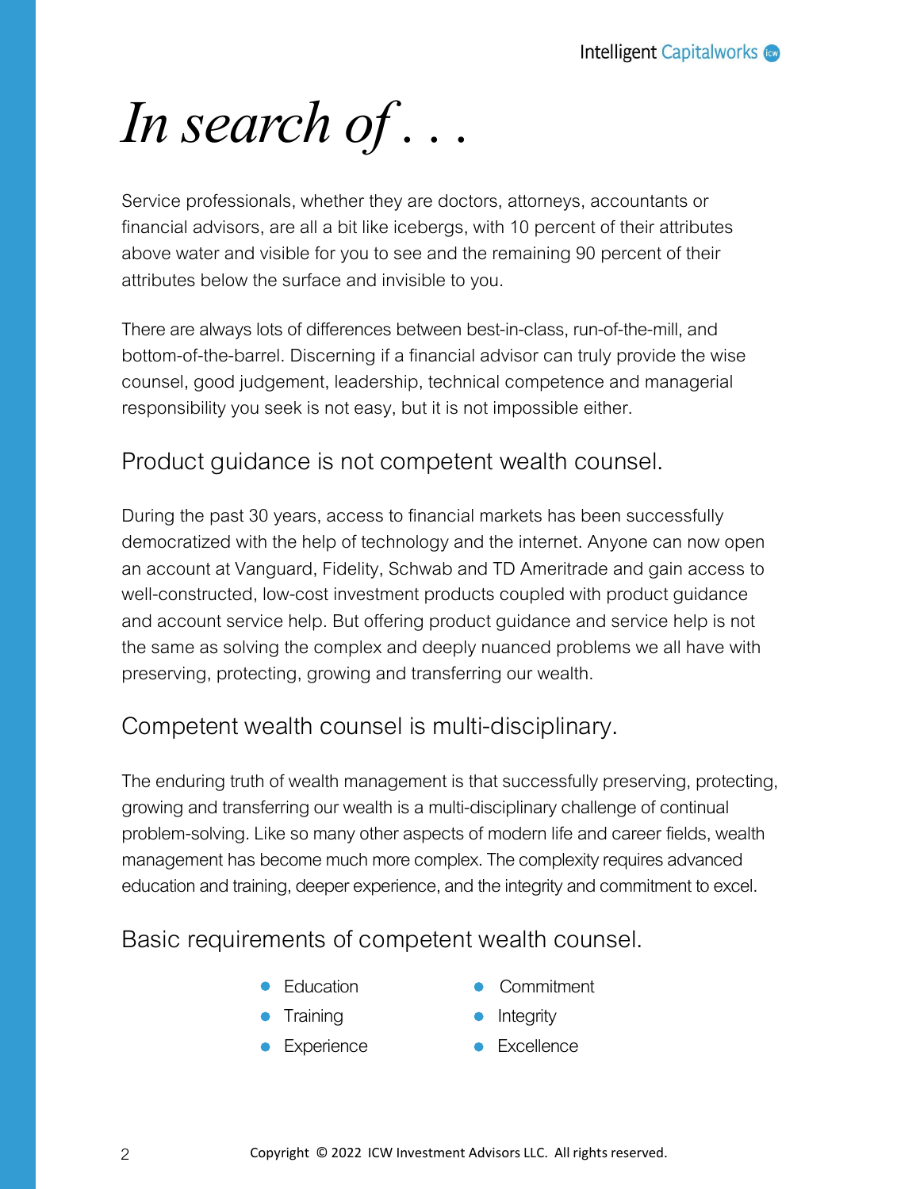# *In search of . . .*

Service professionals, whether they are doctors, attorneys, accountants or financial advisors, are all a bit like icebergs, with 10 percent of their attributes above water and visible for you to see and the remaining 90 percent of their attributes below the surface and invisible to you.

There are always lots of differences between best-in-class, run-of-the-mill, and bottom-of-the-barrel. Discerning if a financial advisor can truly provide the wise counsel, good judgement, leadership, technical competence and managerial responsibility you seek is not easy, but it is not impossible either.

## Product guidance is not competent wealth counsel.

During the past 30 years, access to financial markets has been successfully democratized with the help of technology and the internet. Anyone can now open an account at Vanguard, Fidelity, Schwab and TD Ameritrade and gain access to well-constructed, low-cost investment products coupled with product guidance and account service help. But offering product guidance and service help is not the same as solving the complex and deeply nuanced problems we all have with preserving, protecting, growing and transferring our wealth.

## Competent wealth counsel is multi-disciplinary.

The enduring truth of wealth management is that successfully preserving, protecting, growing and transferring our wealth is a multi-disciplinary challenge of continual problem-solving. Like so many other aspects of modern life and career fields, wealth management has become much more complex. The complexity requires advanced education and training, deeper experience, and the integrity and commitment to excel.

## Basic requirements of competent wealth counsel.

- Education
- Training
- Experience
- Commitment
- Integrity
- Excellence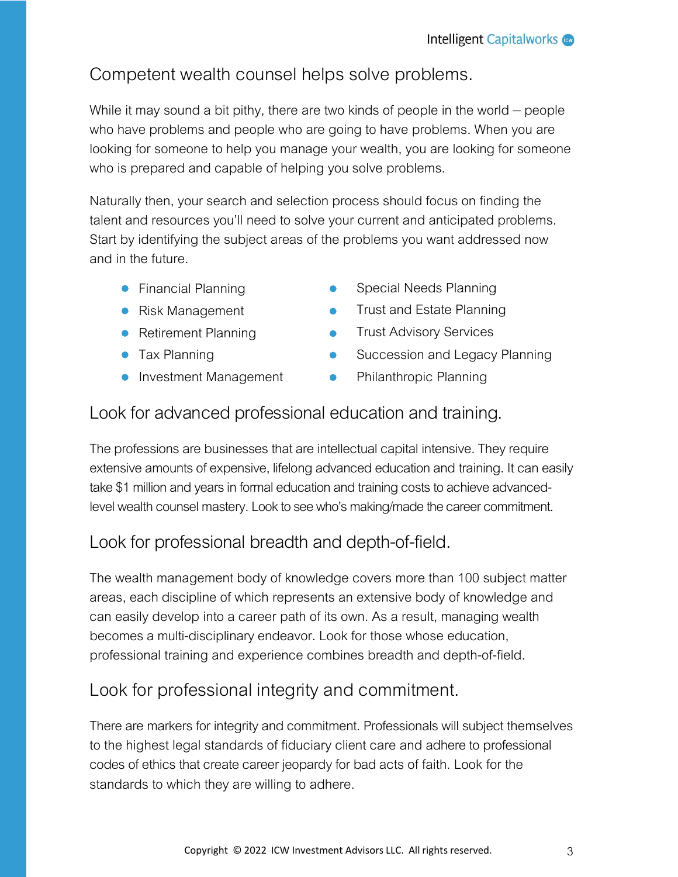## Competent wealth counsel helps solve problems.

While it may sound a bit pithy, there are two kinds of people in the world – people who have problems and people who are going to have problems. When you are looking for someone to help you manage your wealth, you are looking for someone who is prepared and capable of helping you solve problems.

Naturally then, your search and selection process should focus on finding the talent and resources you'll need to solve your current and anticipated problems. Start by identifying the subject areas of the problems you want addressed now and in the future.

- Financial Planning
- Risk Management
- Retirement Planning
- Tax Planning
- Investment Management
- Special Needs Planning
- Trust and Estate Planning
- Trust Advisory Services
- Succession and Legacy Planning
- Philanthropic Planning

## Look for advanced professional education and training.

The professions are businesses that are intellectual capital intensive. They require extensive amounts of expensive, lifelong advanced education and training. It can easily take $1 million and years in formal education and training costs to achieve advanced-level wealth counsel mastery. Look to see who's making/made the career commitment.

## Look for professional breadth and depth-of-field.

The wealth management body of knowledge covers more than 100 subject matter areas, each discipline of which represents an extensive body of knowledge and can easily develop into a career path of its own. As a result, managing wealth becomes a multi-disciplinary endeavor. Look for those whose education, professional training and experience combines breadth and depth-of-field.

## Look for professional integrity and commitment.

There are markers for integrity and commitment. Professionals will subject themselves to the highest legal standards of fiduciary client care and adhere to professional codes of ethics that create career jeopardy for bad acts of faith. Look for the standards to which they are willing to adhere.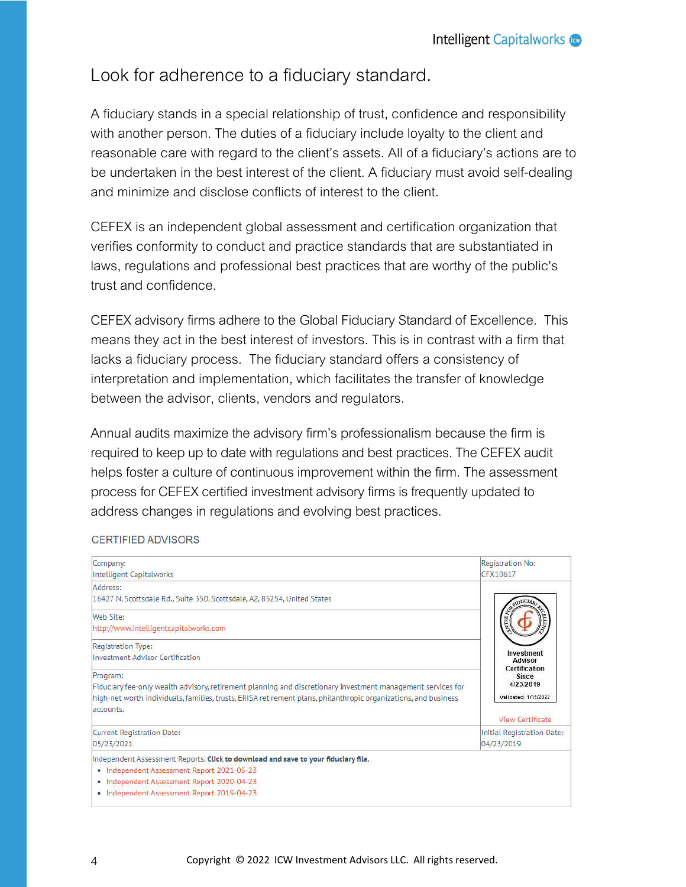# Look for adherence to a fiduciary standard.

A fiduciary stands in a special relationship of trust, confidence and responsibility with another person. The duties of a fiduciary include loyalty to the client and reasonable care with regard to the client's assets. All of a fiduciary's actions are to be undertaken in the best interest of the client. A fiduciary must avoid self-dealing and minimize and disclose conflicts of interest to the client.

CEFEX is an independent global assessment and certification organization that verifies conformity to conduct and practice standards that are substantiated in laws, regulations and professional best practices that are worthy of the public's trust and confidence.

CEFEX advisory firms adhere to the Global Fiduciary Standard of Excellence. This means they act in the best interest of investors. This is in contrast with a firm that lacks a fiduciary process. The fiduciary standard offers a consistency of interpretation and implementation, which facilitates the transfer of knowledge between the advisor, clients, vendors and regulators.

Annual audits maximize the advisory firm's professionalism because the firm is required to keep up to date with regulations and best practices. The CEFEX audit helps foster a culture of continuous improvement within the firm. The assessment process for CEFEX certified investment advisory firms is frequently updated to address changes in regulations and evolving best practices.

CERTIFIED ADVISORS

| Company:<br>Intelligent Capitalworks | Registration No:<br>CFX10617 |
|---|---|
| Address:<br>16427 N. Scottsdale Rd., Suite 350, Scottsdale, AZ, 85254, United States | CENTRE FOR FIDUCIARY EXCELLENCE<br>Investment Advisor Certification Since 4/23/2019<br>Validated: 1/15/2022<br>View Certificate |
| Web Site:<br>http://www.intelligentcapitalworks.com | |
| Registration Type:<br>Investment Advisor Certification | |
| Program:<br>Fiduciary fee-only wealth advisory, retirement planning and discretionary investment management services for high-net worth individuals, families, trusts, ERISA retirement plans, philanthropic organizations, and business accounts. | |
| Current Registration Date:<br>05/23/2021 | Initial Registration Date:<br>04/23/2019 |

Independent Assessment Reports. **Click to download and save to your fiduciary file.**

- Independent Assessment Report 2021-05-23
- Independent Assessment Report 2020-04-23
- Independent Assessment Report 2019-04-23

Copyright © 2022 ICW Investment Advisors LLC. All rights reserved.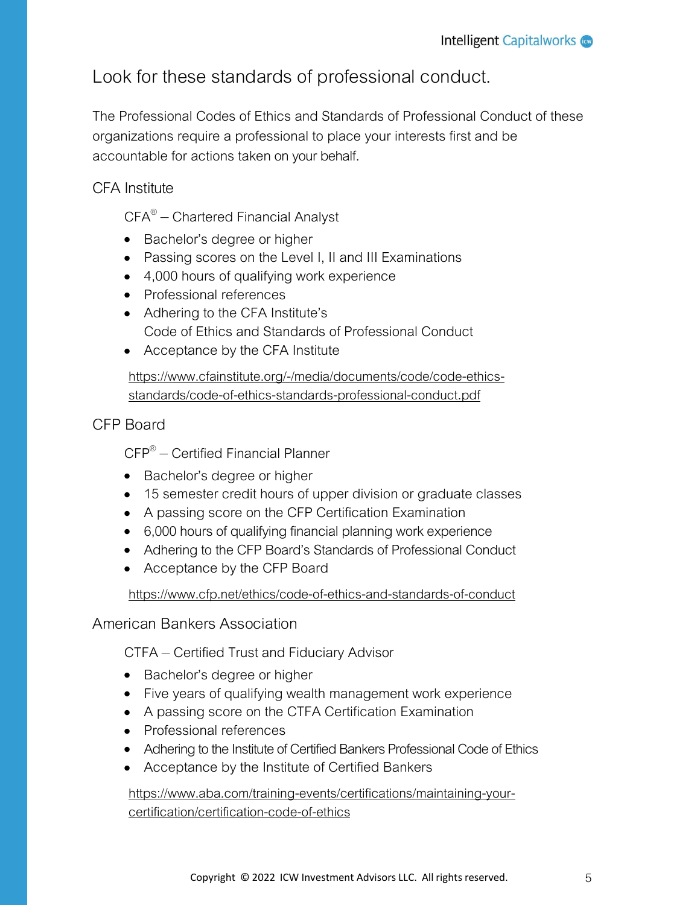# Look for these standards of professional conduct.

The Professional Codes of Ethics and Standards of Professional Conduct of these organizations require a professional to place your interests first and be accountable for actions taken on your behalf.

## CFA Institute

### CFA® – Chartered Financial Analyst

- Bachelor's degree or higher
- Passing scores on the Level I, II and III Examinations
- 4,000 hours of qualifying work experience
- Professional references
- Adhering to the CFA Institute's Code of Ethics and Standards of Professional Conduct
- Acceptance by the CFA Institute

https://www.cfainstitute.org/-/media/documents/code/code-ethics-standards/code-of-ethics-standards-professional-conduct.pdf

## CFP Board

### CFP® – Certified Financial Planner

- Bachelor's degree or higher
- 15 semester credit hours of upper division or graduate classes
- A passing score on the CFP Certification Examination
- 6,000 hours of qualifying financial planning work experience
- Adhering to the CFP Board's Standards of Professional Conduct
- Acceptance by the CFP Board

https://www.cfp.net/ethics/code-of-ethics-and-standards-of-conduct

## American Bankers Association

### CTFA – Certified Trust and Fiduciary Advisor

- Bachelor's degree or higher
- Five years of qualifying wealth management work experience
- A passing score on the CTFA Certification Examination
- Professional references
- Adhering to the Institute of Certified Bankers Professional Code of Ethics
- Acceptance by the Institute of Certified Bankers

https://www.aba.com/training-events/certifications/maintaining-your-certification/certification-code-of-ethics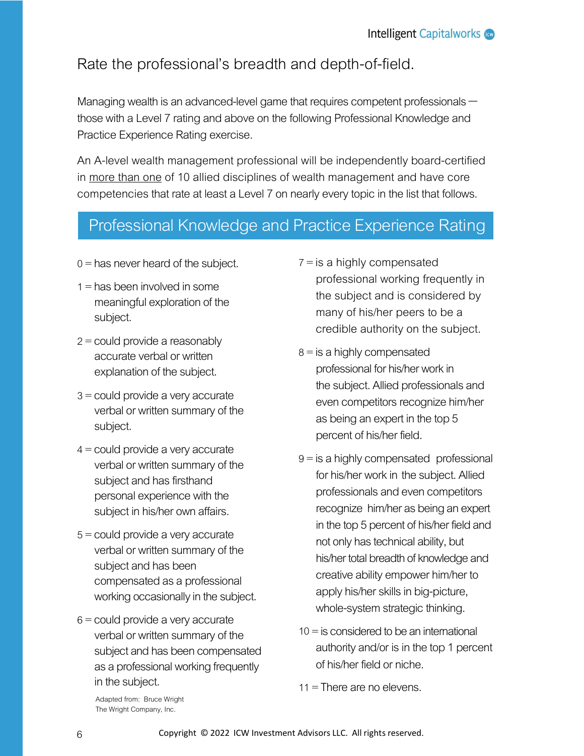## Rate the professional's breadth and depth-of-field.

Managing wealth is an advanced-level game that requires competent professionals — those with a Level 7 rating and above on the following Professional Knowledge and Practice Experience Rating exercise.

An A-level wealth management professional will be independently board-certified in more than one of 10 allied disciplines of wealth management and have core competencies that rate at least a Level 7 on nearly every topic in the list that follows.

## Professional Knowledge and Practice Experience Rating

0 = has never heard of the subject.

1 = has been involved in some meaningful exploration of the subject.

2 = could provide a reasonably accurate verbal or written explanation of the subject.

3 = could provide a very accurate verbal or written summary of the subject.

4 = could provide a very accurate verbal or written summary of the subject and has firsthand personal experience with the subject in his/her own affairs.

5 = could provide a very accurate verbal or written summary of the subject and has been compensated as a professional working occasionally in the subject.

6 = could provide a very accurate verbal or written summary of the subject and has been compensated as a professional working frequently in the subject.

Adapted from: Bruce Wright
The Wright Company, Inc.

7 = is a highly compensated professional working frequently in the subject and is considered by many of his/her peers to be a credible authority on the subject.

8 = is a highly compensated professional for his/her work in the subject. Allied professionals and even competitors recognize him/her as being an expert in the top 5 percent of his/her field.

9 = is a highly compensated professional for his/her work in the subject. Allied professionals and even competitors recognize him/her as being an expert in the top 5 percent of his/her field and not only has technical ability, but his/her total breadth of knowledge and creative ability empower him/her to apply his/her skills in big-picture, whole-system strategic thinking.

10 = is considered to be an international authority and/or is in the top 1 percent of his/her field or niche.

11 = There are no elevens.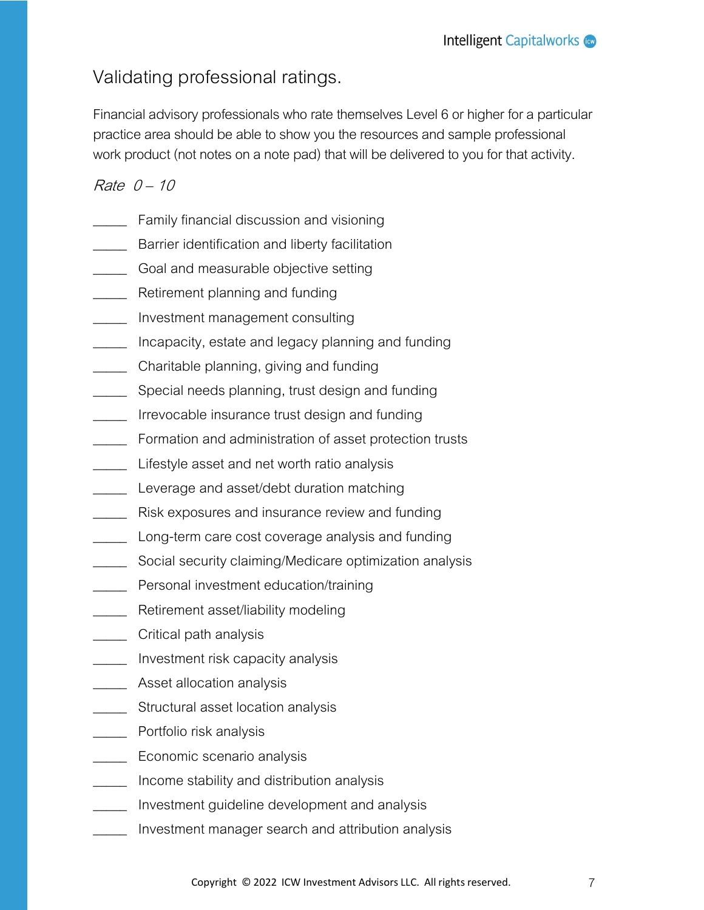# Validating professional ratings.

Financial advisory professionals who rate themselves Level 6 or higher for a particular practice area should be able to show you the resources and sample professional work product (not notes on a note pad) that will be delivered to you for that activity.

*Rate 0 – 10*

_____ Family financial discussion and visioning

_____ Barrier identification and liberty facilitation

_____ Goal and measurable objective setting

_____ Retirement planning and funding

_____ Investment management consulting

_____ Incapacity, estate and legacy planning and funding

_____ Charitable planning, giving and funding

_____ Special needs planning, trust design and funding

_____ Irrevocable insurance trust design and funding

_____ Formation and administration of asset protection trusts

_____ Lifestyle asset and net worth ratio analysis

_____ Leverage and asset/debt duration matching

_____ Risk exposures and insurance review and funding

_____ Long-term care cost coverage analysis and funding

_____ Social security claiming/Medicare optimization analysis

_____ Personal investment education/training

_____ Retirement asset/liability modeling

_____ Critical path analysis

_____ Investment risk capacity analysis

_____ Asset allocation analysis

_____ Structural asset location analysis

_____ Portfolio risk analysis

_____ Economic scenario analysis

_____ Income stability and distribution analysis

_____ Investment guideline development and analysis

_____ Investment manager search and attribution analysis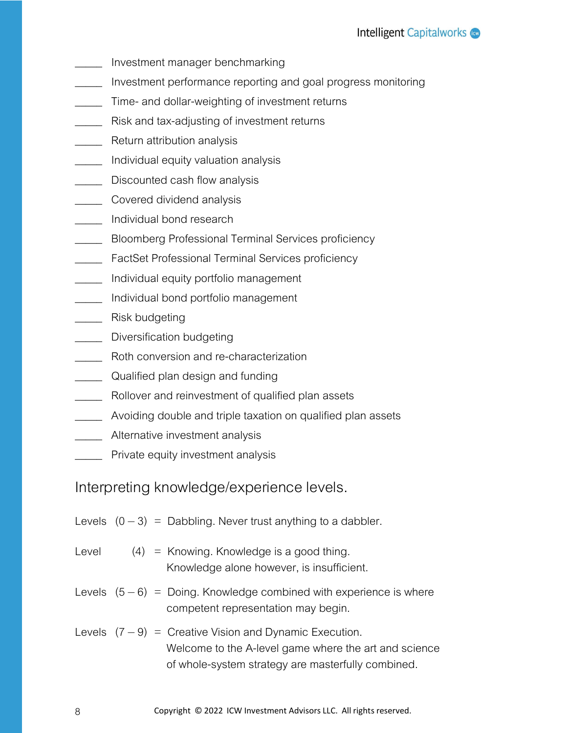_____ Investment manager benchmarking

_____ Investment performance reporting and goal progress monitoring

_____ Time- and dollar-weighting of investment returns

_____ Risk and tax-adjusting of investment returns

_____ Return attribution analysis

_____ Individual equity valuation analysis

_____ Discounted cash flow analysis

_____ Covered dividend analysis

_____ Individual bond research

_____ Bloomberg Professional Terminal Services proficiency

_____ FactSet Professional Terminal Services proficiency

_____ Individual equity portfolio management

_____ Individual bond portfolio management

_____ Risk budgeting

_____ Diversification budgeting

_____ Roth conversion and re-characterization

_____ Qualified plan design and funding

_____ Rollover and reinvestment of qualified plan assets

_____ Avoiding double and triple taxation on qualified plan assets

_____ Alternative investment analysis

_____ Private equity investment analysis

## Interpreting knowledge/experience levels.

Levels (0 – 3) = Dabbling. Never trust anything to a dabbler.

Level (4) = Knowing. Knowledge is a good thing. Knowledge alone however, is insufficient.

Levels (5 – 6) = Doing. Knowledge combined with experience is where competent representation may begin.

Levels (7 – 9) = Creative Vision and Dynamic Execution. Welcome to the A-level game where the art and science of whole-system strategy are masterfully combined.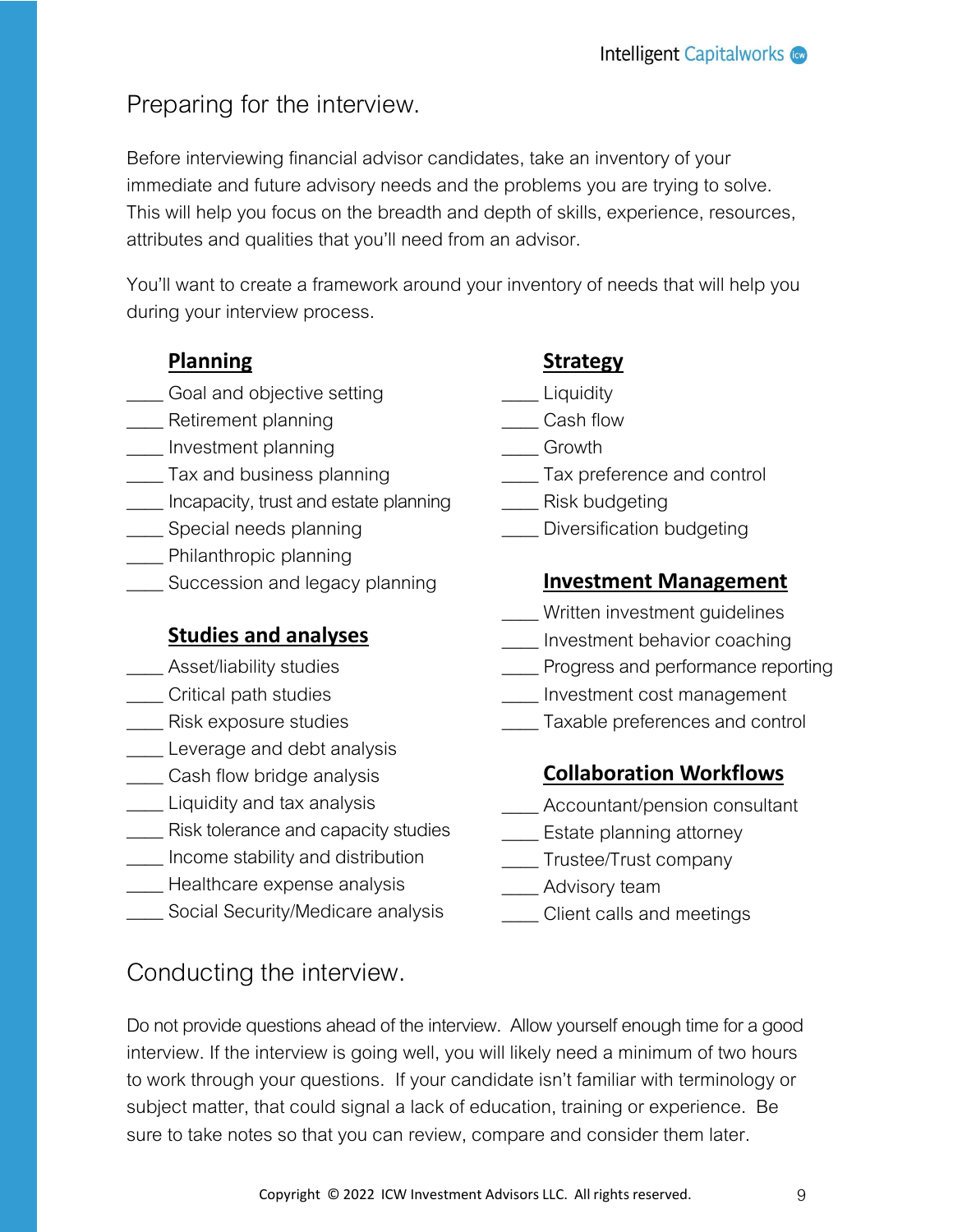## Preparing for the interview.

Before interviewing financial advisor candidates, take an inventory of your immediate and future advisory needs and the problems you are trying to solve. This will help you focus on the breadth and depth of skills, experience, resources, attributes and qualities that you'll need from an advisor.

You'll want to create a framework around your inventory of needs that will help you during your interview process.

### Planning

- ____ Goal and objective setting
- ____ Retirement planning
- ____ Investment planning
- ____ Tax and business planning
- ____ Incapacity, trust and estate planning
- ____ Special needs planning
- ____ Philanthropic planning
- ____ Succession and legacy planning

### Studies and analyses

- ____ Asset/liability studies
- ____ Critical path studies
- ____ Risk exposure studies
- ____ Leverage and debt analysis
- ____ Cash flow bridge analysis
- ____ Liquidity and tax analysis
- ____ Risk tolerance and capacity studies
- ____ Income stability and distribution
- ____ Healthcare expense analysis
- ____ Social Security/Medicare analysis

### Strategy

- ____ Liquidity
- ____ Cash flow
- ____ Growth
- ____ Tax preference and control
- ____ Risk budgeting
- ____ Diversification budgeting

### Investment Management

- ____ Written investment guidelines
- ____ Investment behavior coaching
- ____ Progress and performance reporting
- ____ Investment cost management
- ____ Taxable preferences and control

### Collaboration Workflows

- ____ Accountant/pension consultant
- ____ Estate planning attorney
- ____ Trustee/Trust company
- ____ Advisory team
- ____ Client calls and meetings

## Conducting the interview.

Do not provide questions ahead of the interview. Allow yourself enough time for a good interview. If the interview is going well, you will likely need a minimum of two hours to work through your questions. If your candidate isn't familiar with terminology or subject matter, that could signal a lack of education, training or experience. Be sure to take notes so that you can review, compare and consider them later.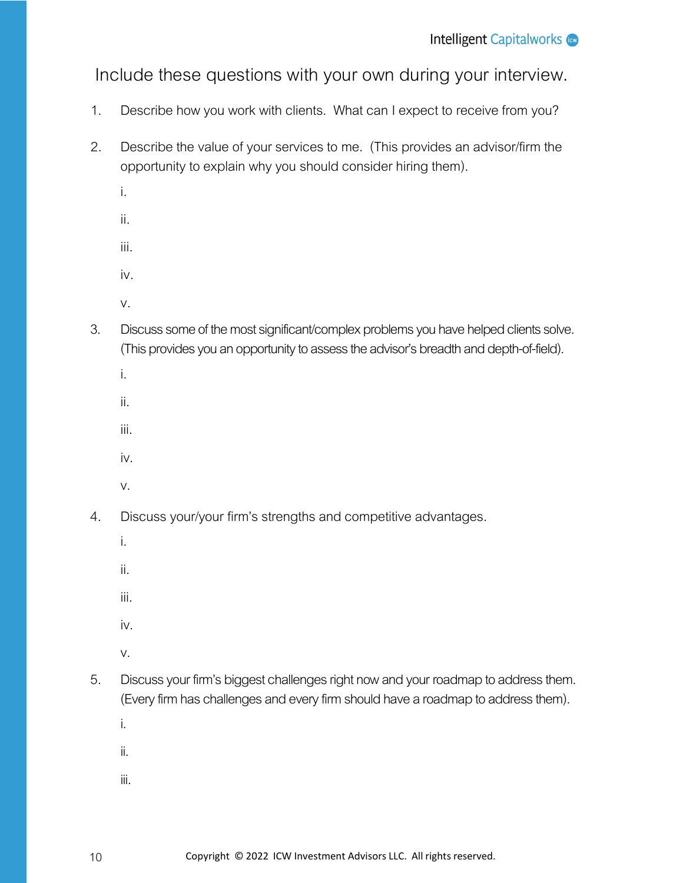Include these questions with your own during your interview.

1. Describe how you work with clients. What can I expect to receive from you?

2. Describe the value of your services to me. (This provides an advisor/firm the opportunity to explain why you should consider hiring them).

   i.

   ii.

   iii.

   iv.

   v.

3. Discuss some of the most significant/complex problems you have helped clients solve. (This provides you an opportunity to assess the advisor's breadth and depth-of-field).

   i.

   ii.

   iii.

   iv.

   v.

4. Discuss your/your firm's strengths and competitive advantages.

   i.

   ii.

   iii.

   iv.

   v.

5. Discuss your firm's biggest challenges right now and your roadmap to address them. (Every firm has challenges and every firm should have a roadmap to address them).

   i.

   ii.

   iii.

Copyright © 2022 ICW Investment Advisors LLC. All rights reserved.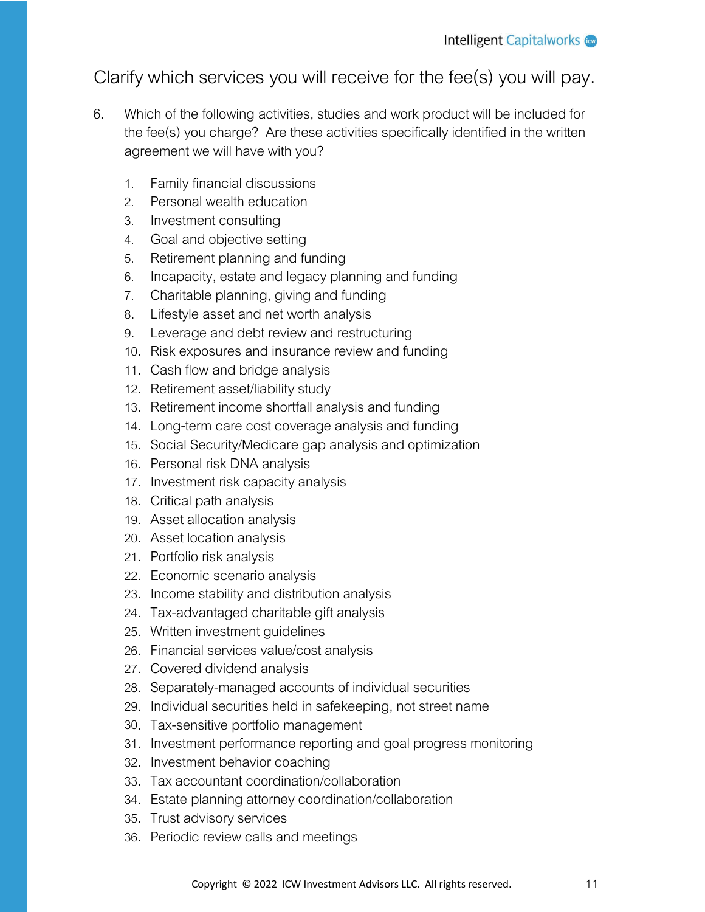## Clarify which services you will receive for the fee(s) you will pay.

6. Which of the following activities, studies and work product will be included for the fee(s) you charge? Are these activities specifically identified in the written agreement we will have with you?

    1. Family financial discussions
    2. Personal wealth education
    3. Investment consulting
    4. Goal and objective setting
    5. Retirement planning and funding
    6. Incapacity, estate and legacy planning and funding
    7. Charitable planning, giving and funding
    8. Lifestyle asset and net worth analysis
    9. Leverage and debt review and restructuring
    10. Risk exposures and insurance review and funding
    11. Cash flow and bridge analysis
    12. Retirement asset/liability study
    13. Retirement income shortfall analysis and funding
    14. Long-term care cost coverage analysis and funding
    15. Social Security/Medicare gap analysis and optimization
    16. Personal risk DNA analysis
    17. Investment risk capacity analysis
    18. Critical path analysis
    19. Asset allocation analysis
    20. Asset location analysis
    21. Portfolio risk analysis
    22. Economic scenario analysis
    23. Income stability and distribution analysis
    24. Tax-advantaged charitable gift analysis
    25. Written investment guidelines
    26. Financial services value/cost analysis
    27. Covered dividend analysis
    28. Separately-managed accounts of individual securities
    29. Individual securities held in safekeeping, not street name
    30. Tax-sensitive portfolio management
    31. Investment performance reporting and goal progress monitoring
    32. Investment behavior coaching
    33. Tax accountant coordination/collaboration
    34. Estate planning attorney coordination/collaboration
    35. Trust advisory services
    36. Periodic review calls and meetings

Copyright © 2022 ICW Investment Advisors LLC. All rights reserved.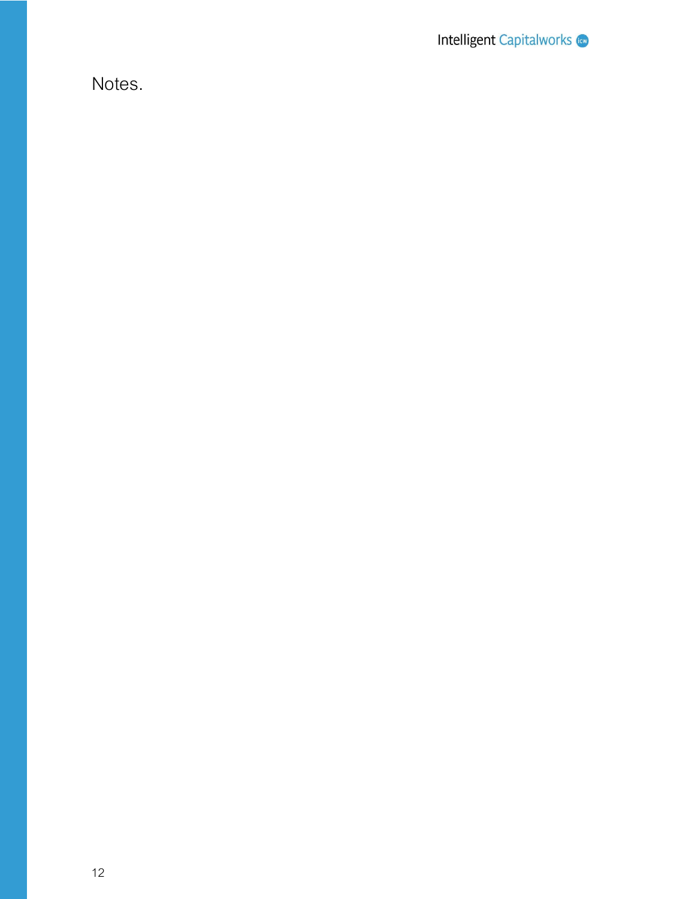Notes.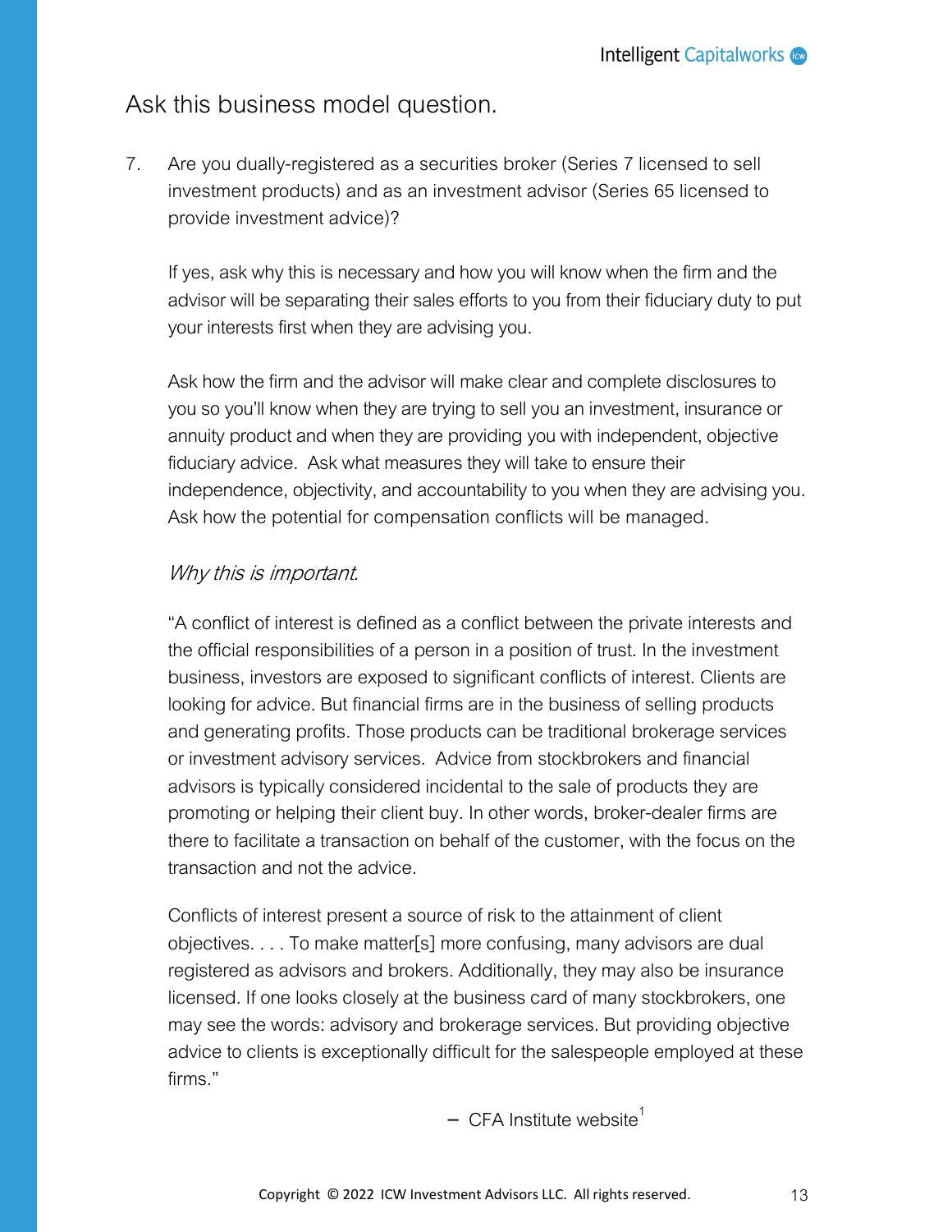## Ask this business model question.

7. Are you dually-registered as a securities broker (Series 7 licensed to sell investment products) and as an investment advisor (Series 65 licensed to provide investment advice)?

   If yes, ask why this is necessary and how you will know when the firm and the advisor will be separating their sales efforts to you from their fiduciary duty to put your interests first when they are advising you.

   Ask how the firm and the advisor will make clear and complete disclosures to you so you'll know when they are trying to sell you an investment, insurance or annuity product and when they are providing you with independent, objective fiduciary advice. Ask what measures they will take to ensure their independence, objectivity, and accountability to you when they are advising you. Ask how the potential for compensation conflicts will be managed.

   *Why this is important.*

   "A conflict of interest is defined as a conflict between the private interests and the official responsibilities of a person in a position of trust. In the investment business, investors are exposed to significant conflicts of interest. Clients are looking for advice. But financial firms are in the business of selling products and generating profits. Those products can be traditional brokerage services or investment advisory services. Advice from stockbrokers and financial advisors is typically considered incidental to the sale of products they are promoting or helping their client buy. In other words, broker-dealer firms are there to facilitate a transaction on behalf of the customer, with the focus on the transaction and not the advice.

   Conflicts of interest present a source of risk to the attainment of client objectives. . . . To make matter[s] more confusing, many advisors are dual registered as advisors and brokers. Additionally, they may also be insurance licensed. If one looks closely at the business card of many stockbrokers, one may see the words: advisory and brokerage services. But providing objective advice to clients is exceptionally difficult for the salespeople employed at these firms."

   – CFA Institute website[1]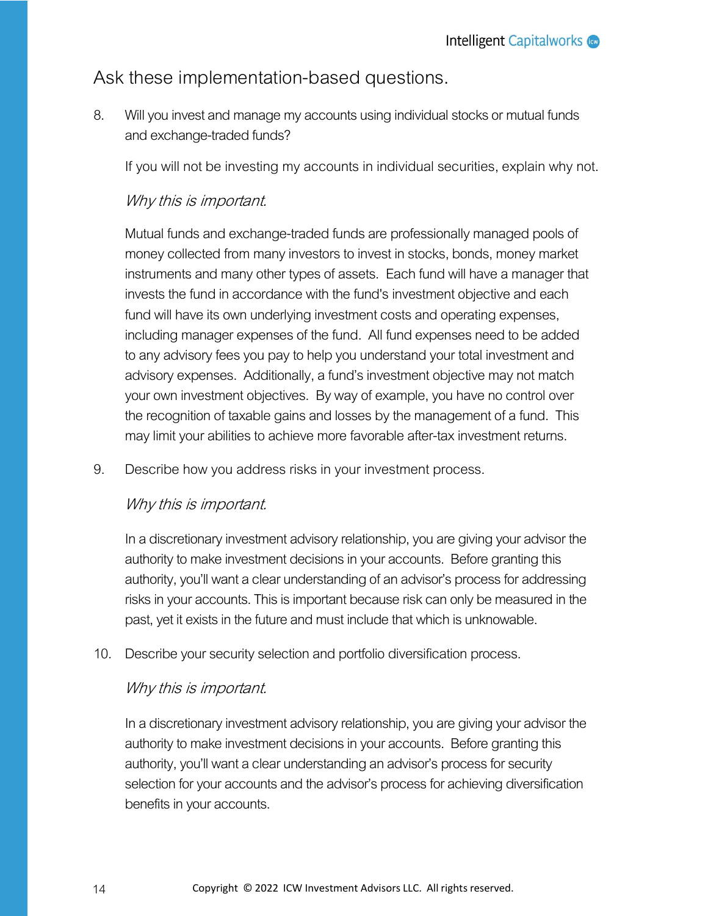## Ask these implementation-based questions.

8. Will you invest and manage my accounts using individual stocks or mutual funds and exchange-traded funds?

   If you will not be investing my accounts in individual securities, explain why not.

   *Why this is important.*

   Mutual funds and exchange-traded funds are professionally managed pools of money collected from many investors to invest in stocks, bonds, money market instruments and many other types of assets. Each fund will have a manager that invests the fund in accordance with the fund's investment objective and each fund will have its own underlying investment costs and operating expenses, including manager expenses of the fund. All fund expenses need to be added to any advisory fees you pay to help you understand your total investment and advisory expenses. Additionally, a fund's investment objective may not match your own investment objectives. By way of example, you have no control over the recognition of taxable gains and losses by the management of a fund. This may limit your abilities to achieve more favorable after-tax investment returns.

9. Describe how you address risks in your investment process.

   *Why this is important.*

   In a discretionary investment advisory relationship, you are giving your advisor the authority to make investment decisions in your accounts. Before granting this authority, you'll want a clear understanding of an advisor's process for addressing risks in your accounts. This is important because risk can only be measured in the past, yet it exists in the future and must include that which is unknowable.

10. Describe your security selection and portfolio diversification process.

    *Why this is important.*

    In a discretionary investment advisory relationship, you are giving your advisor the authority to make investment decisions in your accounts. Before granting this authority, you'll want a clear understanding an advisor's process for security selection for your accounts and the advisor's process for achieving diversification benefits in your accounts.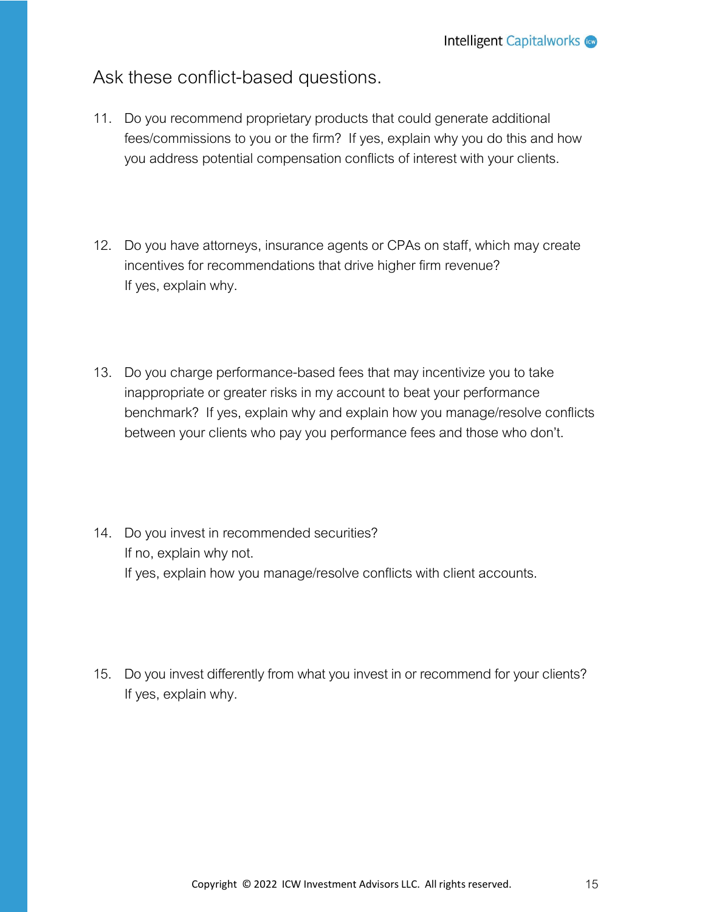## Ask these conflict-based questions.

11. Do you recommend proprietary products that could generate additional fees/commissions to you or the firm? If yes, explain why you do this and how you address potential compensation conflicts of interest with your clients.

12. Do you have attorneys, insurance agents or CPAs on staff, which may create incentives for recommendations that drive higher firm revenue?
    If yes, explain why.

13. Do you charge performance-based fees that may incentivize you to take inappropriate or greater risks in my account to beat your performance benchmark? If yes, explain why and explain how you manage/resolve conflicts between your clients who pay you performance fees and those who don't.

14. Do you invest in recommended securities?
    If no, explain why not.
    If yes, explain how you manage/resolve conflicts with client accounts.

15. Do you invest differently from what you invest in or recommend for your clients?
    If yes, explain why.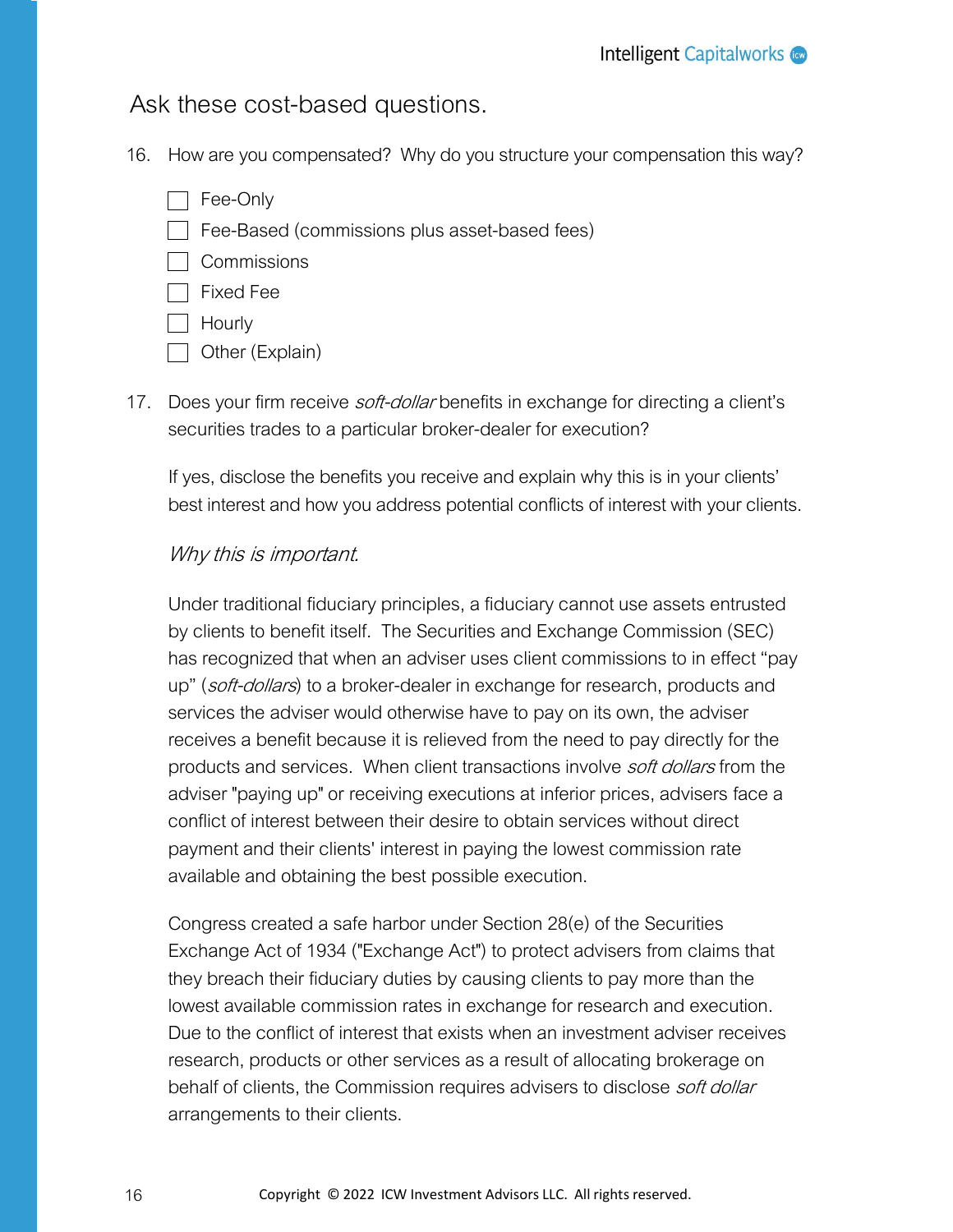## Ask these cost-based questions.

16. How are you compensated? Why do you structure your compensation this way?

    - [ ] Fee-Only
    - [ ] Fee-Based (commissions plus asset-based fees)
    - [ ] Commissions
    - [ ] Fixed Fee
    - [ ] Hourly
    - [ ] Other (Explain)

17. Does your firm receive *soft-dollar* benefits in exchange for directing a client's securities trades to a particular broker-dealer for execution?

    If yes, disclose the benefits you receive and explain why this is in your clients' best interest and how you address potential conflicts of interest with your clients.

    *Why this is important.*

    Under traditional fiduciary principles, a fiduciary cannot use assets entrusted by clients to benefit itself. The Securities and Exchange Commission (SEC) has recognized that when an adviser uses client commissions to in effect "pay up" (*soft-dollars*) to a broker-dealer in exchange for research, products and services the adviser would otherwise have to pay on its own, the adviser receives a benefit because it is relieved from the need to pay directly for the products and services. When client transactions involve *soft dollars* from the adviser "paying up" or receiving executions at inferior prices, advisers face a conflict of interest between their desire to obtain services without direct payment and their clients' interest in paying the lowest commission rate available and obtaining the best possible execution.

    Congress created a safe harbor under Section 28(e) of the Securities Exchange Act of 1934 ("Exchange Act") to protect advisers from claims that they breach their fiduciary duties by causing clients to pay more than the lowest available commission rates in exchange for research and execution. Due to the conflict of interest that exists when an investment adviser receives research, products or other services as a result of allocating brokerage on behalf of clients, the Commission requires advisers to disclose *soft dollar* arrangements to their clients.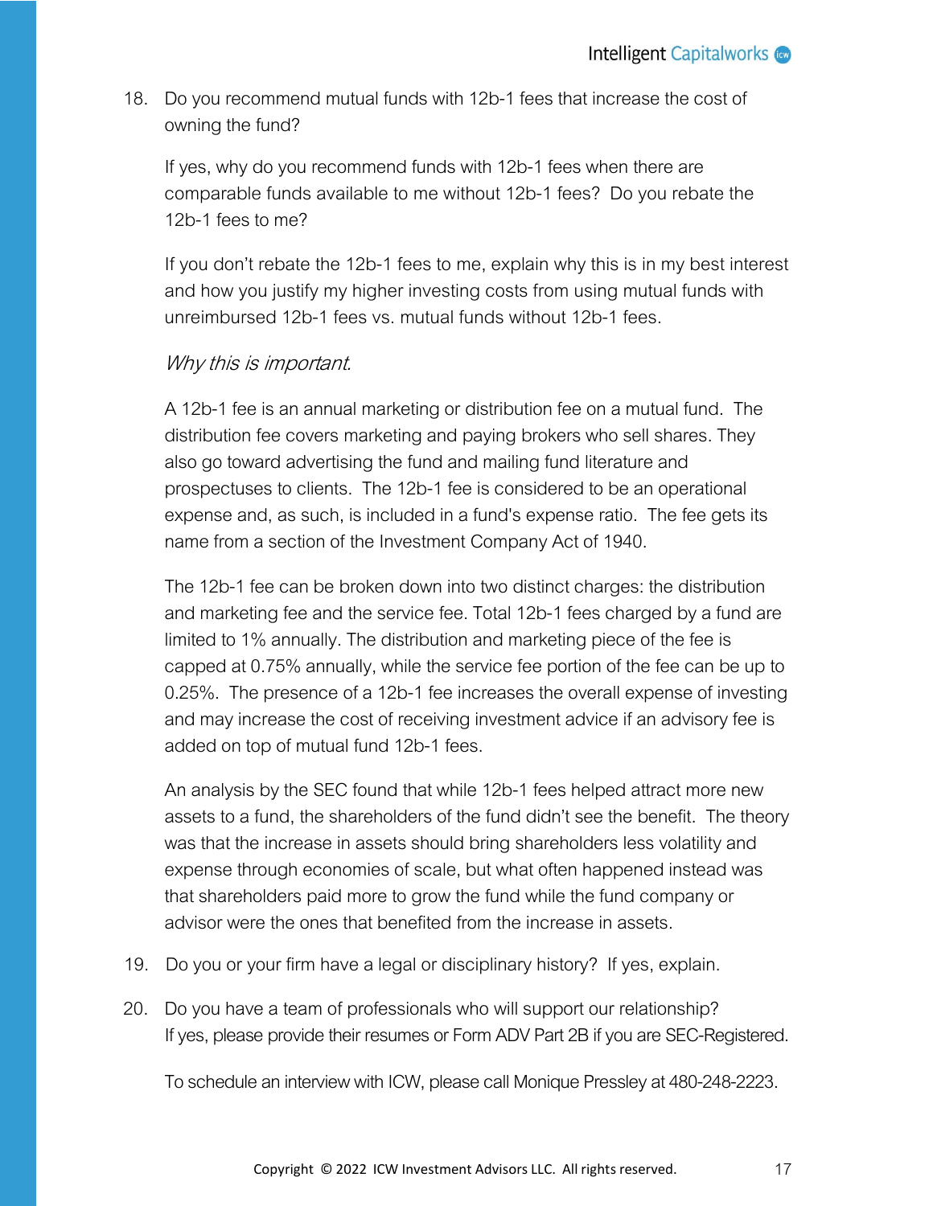18. Do you recommend mutual funds with 12b-1 fees that increase the cost of owning the fund?

    If yes, why do you recommend funds with 12b-1 fees when there are comparable funds available to me without 12b-1 fees? Do you rebate the 12b-1 fees to me?

    If you don't rebate the 12b-1 fees to me, explain why this is in my best interest and how you justify my higher investing costs from using mutual funds with unreimbursed 12b-1 fees vs. mutual funds without 12b-1 fees.

    *Why this is important.*

    A 12b-1 fee is an annual marketing or distribution fee on a mutual fund. The distribution fee covers marketing and paying brokers who sell shares. They also go toward advertising the fund and mailing fund literature and prospectuses to clients. The 12b-1 fee is considered to be an operational expense and, as such, is included in a fund's expense ratio. The fee gets its name from a section of the Investment Company Act of 1940.

    The 12b-1 fee can be broken down into two distinct charges: the distribution and marketing fee and the service fee. Total 12b-1 fees charged by a fund are limited to 1% annually. The distribution and marketing piece of the fee is capped at 0.75% annually, while the service fee portion of the fee can be up to 0.25%. The presence of a 12b-1 fee increases the overall expense of investing and may increase the cost of receiving investment advice if an advisory fee is added on top of mutual fund 12b-1 fees.

    An analysis by the SEC found that while 12b-1 fees helped attract more new assets to a fund, the shareholders of the fund didn't see the benefit. The theory was that the increase in assets should bring shareholders less volatility and expense through economies of scale, but what often happened instead was that shareholders paid more to grow the fund while the fund company or advisor were the ones that benefited from the increase in assets.

19. Do you or your firm have a legal or disciplinary history? If yes, explain.

20. Do you have a team of professionals who will support our relationship?
    If yes, please provide their resumes or Form ADV Part 2B if you are SEC-Registered.

    To schedule an interview with ICW, please call Monique Pressley at 480-248-2223.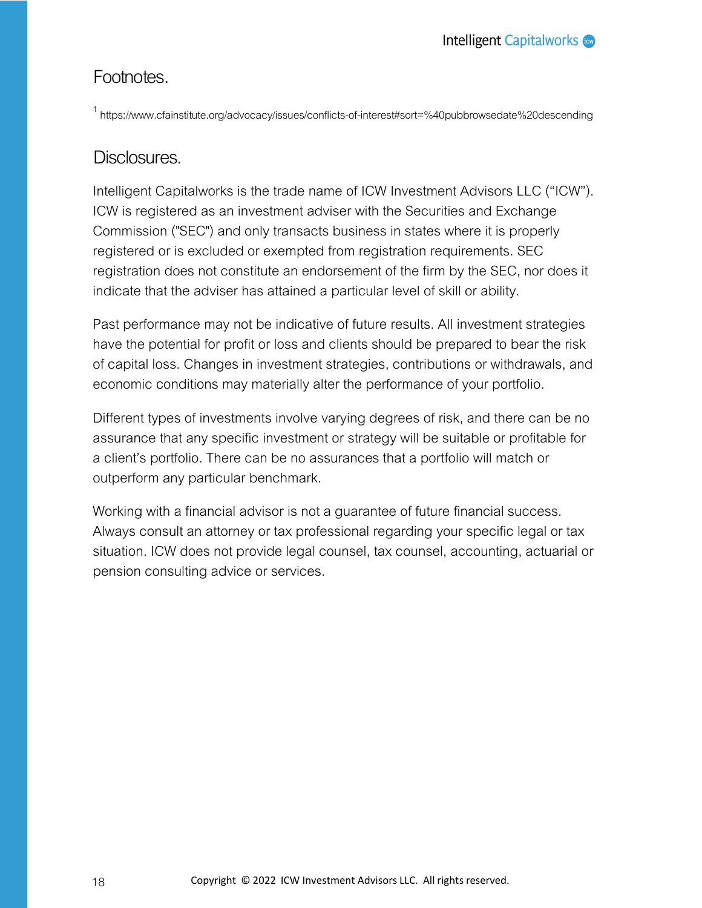## Footnotes.

[1] https://www.cfainstitute.org/advocacy/issues/conflicts-of-interest#sort=%40pubbrowsedate%20descending

## Disclosures.

Intelligent Capitalworks is the trade name of ICW Investment Advisors LLC (“ICW”). ICW is registered as an investment adviser with the Securities and Exchange Commission ("SEC") and only transacts business in states where it is properly registered or is excluded or exempted from registration requirements. SEC registration does not constitute an endorsement of the firm by the SEC, nor does it indicate that the adviser has attained a particular level of skill or ability.

Past performance may not be indicative of future results. All investment strategies have the potential for profit or loss and clients should be prepared to bear the risk of capital loss. Changes in investment strategies, contributions or withdrawals, and economic conditions may materially alter the performance of your portfolio.

Different types of investments involve varying degrees of risk, and there can be no assurance that any specific investment or strategy will be suitable or profitable for a client’s portfolio. There can be no assurances that a portfolio will match or outperform any particular benchmark.

Working with a financial advisor is not a guarantee of future financial success. Always consult an attorney or tax professional regarding your specific legal or tax situation. ICW does not provide legal counsel, tax counsel, accounting, actuarial or pension consulting advice or services.

Copyright © 2022 ICW Investment Advisors LLC. All rights reserved.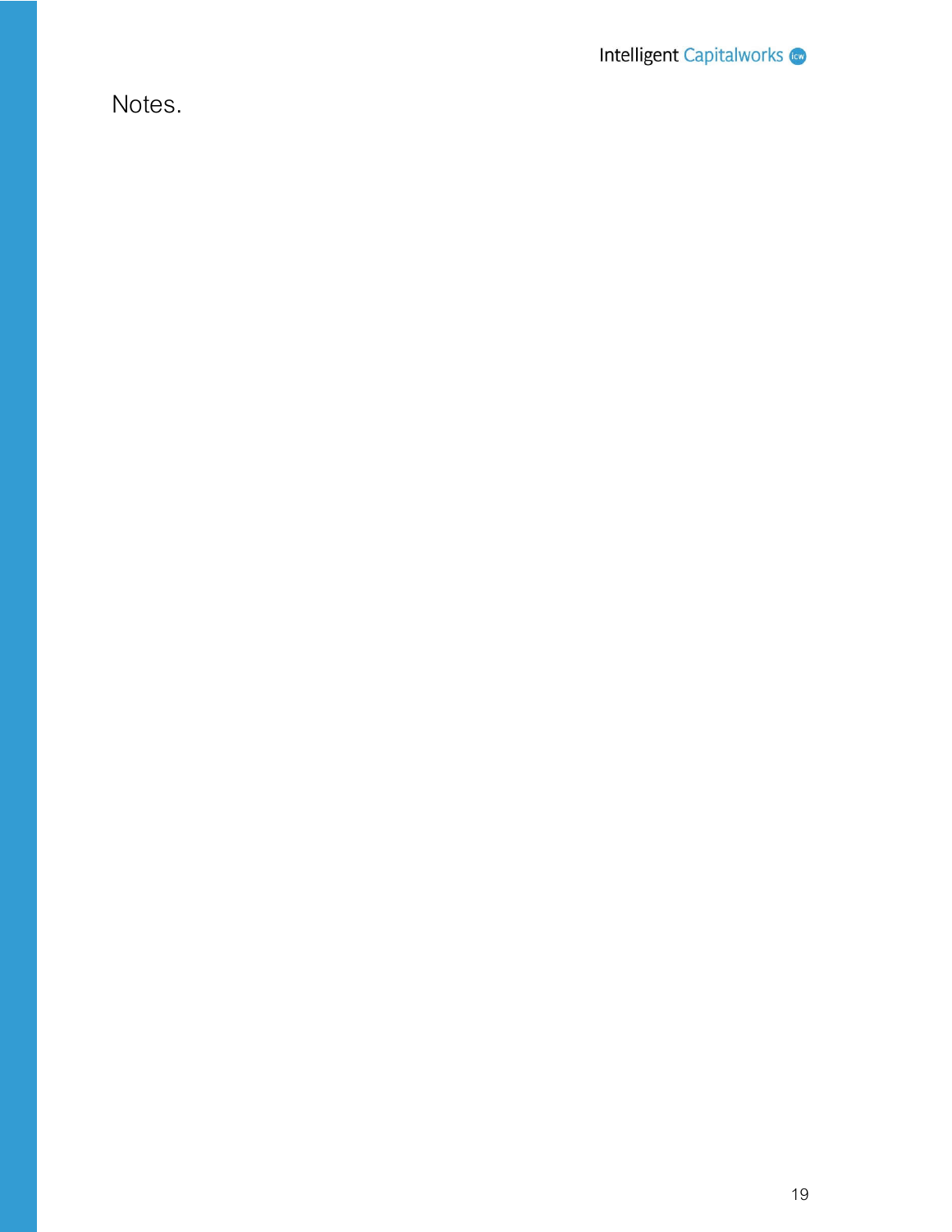Notes.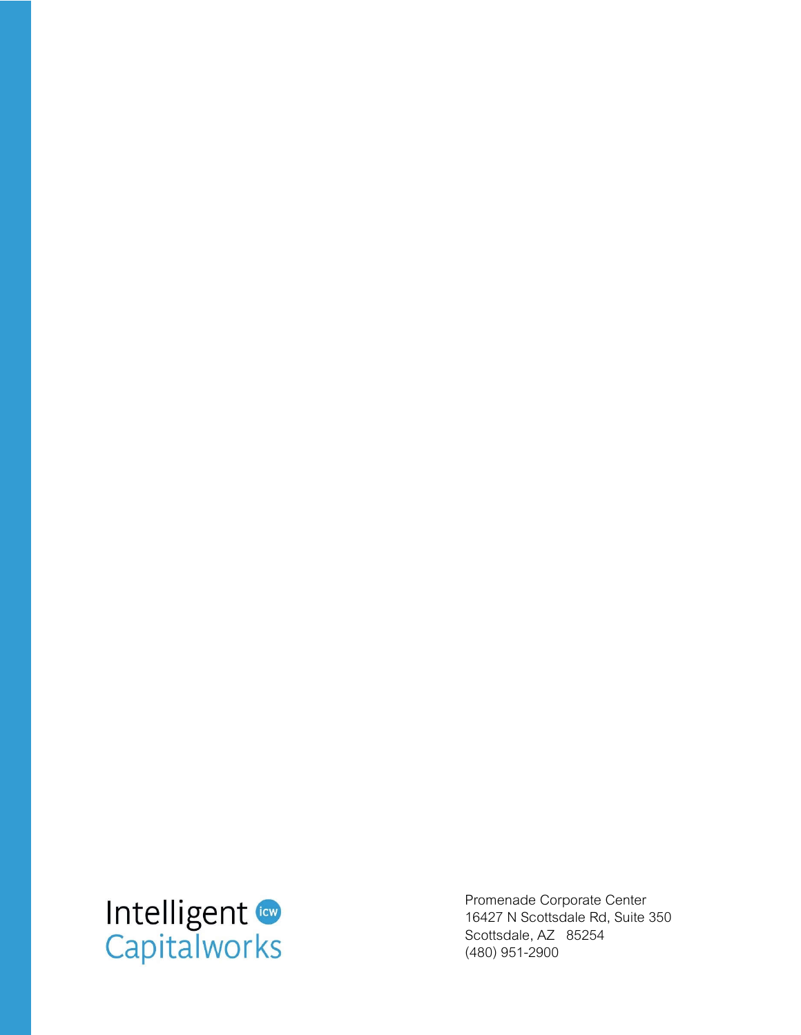Intelligent icw
Capitalworks

Promenade Corporate Center
16427 N Scottsdale Rd, Suite 350
Scottsdale, AZ 85254
(480) 951-2900